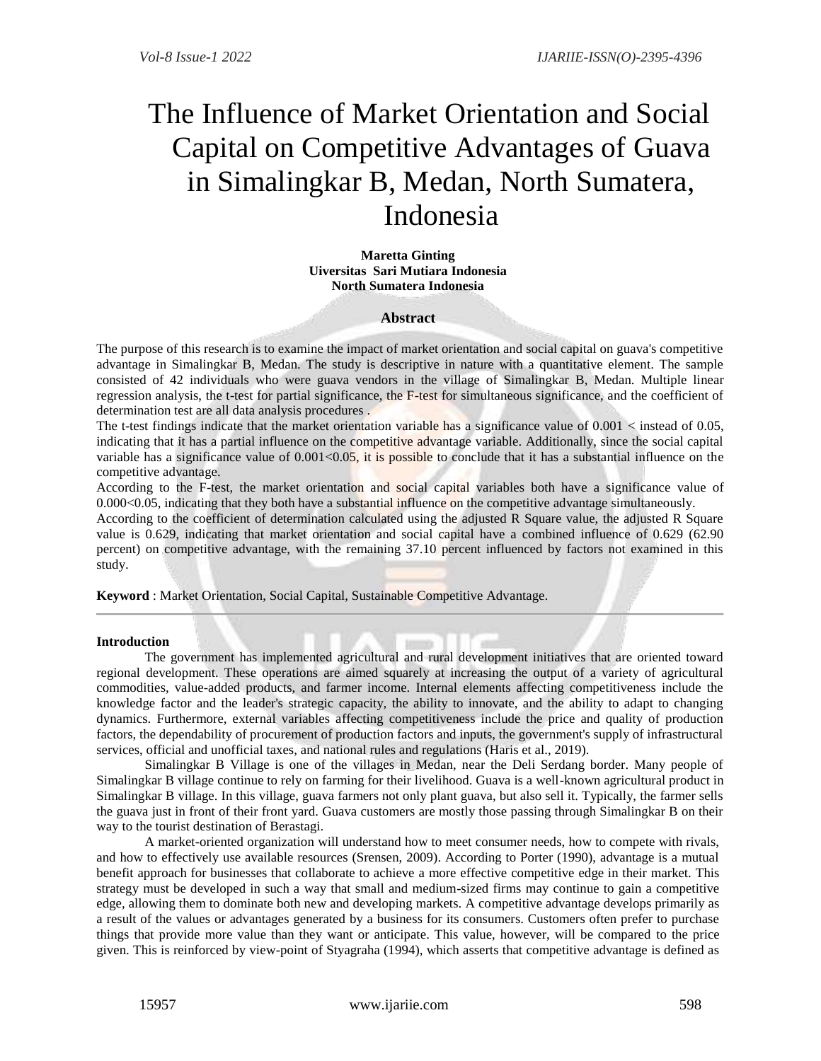# The Influence of Market Orientation and Social Capital on Competitive Advantages of Guava in Simalingkar B, Medan, North Sumatera, Indonesia

**Maretta Ginting**
**Uiversitas Sari Mutiara Indonesia**
**North Sumatera Indonesia**

## Abstract

The purpose of this research is to examine the impact of market orientation and social capital on guava's competitive advantage in Simalingkar B, Medan. The study is descriptive in nature with a quantitative element. The sample consisted of 42 individuals who were guava vendors in the village of Simalingkar B, Medan. Multiple linear regression analysis, the t-test for partial significance, the F-test for simultaneous significance, and the coefficient of determination test are all data analysis procedures .

The t-test findings indicate that the market orientation variable has a significance value of 0.001 < instead of 0.05, indicating that it has a partial influence on the competitive advantage variable. Additionally, since the social capital variable has a significance value of 0.001<0.05, it is possible to conclude that it has a substantial influence on the competitive advantage.

According to the F-test, the market orientation and social capital variables both have a significance value of 0.000<0.05, indicating that they both have a substantial influence on the competitive advantage simultaneously.

According to the coefficient of determination calculated using the adjusted R Square value, the adjusted R Square value is 0.629, indicating that market orientation and social capital have a combined influence of 0.629 (62.90 percent) on competitive advantage, with the remaining 37.10 percent influenced by factors not examined in this study.

**Keyword** : Market Orientation, Social Capital, Sustainable Competitive Advantage.

---

**Introduction**

The government has implemented agricultural and rural development initiatives that are oriented toward regional development. These operations are aimed squarely at increasing the output of a variety of agricultural commodities, value-added products, and farmer income. Internal elements affecting competitiveness include the knowledge factor and the leader's strategic capacity, the ability to innovate, and the ability to adapt to changing dynamics. Furthermore, external variables affecting competitiveness include the price and quality of production factors, the dependability of procurement of production factors and inputs, the government's supply of infrastructural services, official and unofficial taxes, and national rules and regulations (Haris et al., 2019).

Simalingkar B Village is one of the villages in Medan, near the Deli Serdang border. Many people of Simalingkar B village continue to rely on farming for their livelihood. Guava is a well-known agricultural product in Simalingkar B village. In this village, guava farmers not only plant guava, but also sell it. Typically, the farmer sells the guava just in front of their front yard. Guava customers are mostly those passing through Simalingkar B on their way to the tourist destination of Berastagi.

A market-oriented organization will understand how to meet consumer needs, how to compete with rivals, and how to effectively use available resources (Srensen, 2009). According to Porter (1990), advantage is a mutual benefit approach for businesses that collaborate to achieve a more effective competitive edge in their market. This strategy must be developed in such a way that small and medium-sized firms may continue to gain a competitive edge, allowing them to dominate both new and developing markets. A competitive advantage develops primarily as a result of the values or advantages generated by a business for its consumers. Customers often prefer to purchase things that provide more value than they want or anticipate. This value, however, will be compared to the price given. This is reinforced by view-point of Styagraha (1994), which asserts that competitive advantage is defined as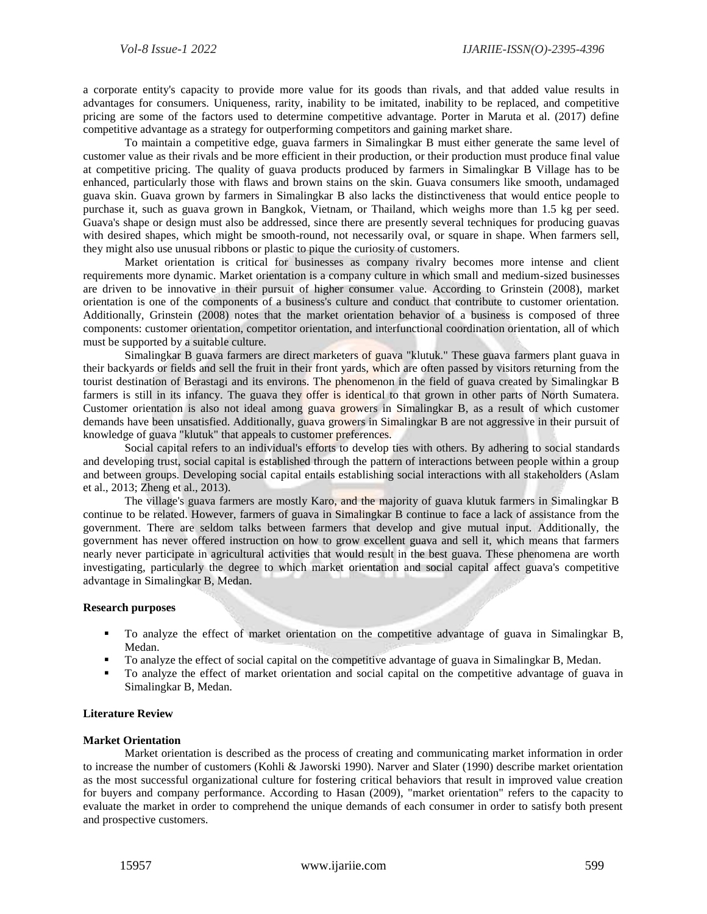a corporate entity's capacity to provide more value for its goods than rivals, and that added value results in advantages for consumers. Uniqueness, rarity, inability to be imitated, inability to be replaced, and competitive pricing are some of the factors used to determine competitive advantage. Porter in Maruta et al. (2017) define competitive advantage as a strategy for outperforming competitors and gaining market share.

To maintain a competitive edge, guava farmers in Simalingkar B must either generate the same level of customer value as their rivals and be more efficient in their production, or their production must produce final value at competitive pricing. The quality of guava products produced by farmers in Simalingkar B Village has to be enhanced, particularly those with flaws and brown stains on the skin. Guava consumers like smooth, undamaged guava skin. Guava grown by farmers in Simalingkar B also lacks the distinctiveness that would entice people to purchase it, such as guava grown in Bangkok, Vietnam, or Thailand, which weighs more than 1.5 kg per seed. Guava's shape or design must also be addressed, since there are presently several techniques for producing guavas with desired shapes, which might be smooth-round, not necessarily oval, or square in shape. When farmers sell, they might also use unusual ribbons or plastic to pique the curiosity of customers.

Market orientation is critical for businesses as company rivalry becomes more intense and client requirements more dynamic. Market orientation is a company culture in which small and medium-sized businesses are driven to be innovative in their pursuit of higher consumer value. According to Grinstein (2008), market orientation is one of the components of a business's culture and conduct that contribute to customer orientation. Additionally, Grinstein (2008) notes that the market orientation behavior of a business is composed of three components: customer orientation, competitor orientation, and interfunctional coordination orientation, all of which must be supported by a suitable culture.

Simalingkar B guava farmers are direct marketers of guava "klutuk." These guava farmers plant guava in their backyards or fields and sell the fruit in their front yards, which are often passed by visitors returning from the tourist destination of Berastagi and its environs. The phenomenon in the field of guava created by Simalingkar B farmers is still in its infancy. The guava they offer is identical to that grown in other parts of North Sumatera. Customer orientation is also not ideal among guava growers in Simalingkar B, as a result of which customer demands have been unsatisfied. Additionally, guava growers in Simalingkar B are not aggressive in their pursuit of knowledge of guava "klutuk" that appeals to customer preferences.

Social capital refers to an individual's efforts to develop ties with others. By adhering to social standards and developing trust, social capital is established through the pattern of interactions between people within a group and between groups. Developing social capital entails establishing social interactions with all stakeholders (Aslam et al., 2013; Zheng et al., 2013).

The village's guava farmers are mostly Karo, and the majority of guava klutuk farmers in Simalingkar B continue to be related. However, farmers of guava in Simalingkar B continue to face a lack of assistance from the government. There are seldom talks between farmers that develop and give mutual input. Additionally, the government has never offered instruction on how to grow excellent guava and sell it, which means that farmers nearly never participate in agricultural activities that would result in the best guava. These phenomena are worth investigating, particularly the degree to which market orientation and social capital affect guava's competitive advantage in Simalingkar B, Medan.

**Research purposes**

- To analyze the effect of market orientation on the competitive advantage of guava in Simalingkar B, Medan.
- To analyze the effect of social capital on the competitive advantage of guava in Simalingkar B, Medan.
- To analyze the effect of market orientation and social capital on the competitive advantage of guava in Simalingkar B, Medan.

**Literature Review**

**Market Orientation**

Market orientation is described as the process of creating and communicating market information in order to increase the number of customers (Kohli & Jaworski 1990). Narver and Slater (1990) describe market orientation as the most successful organizational culture for fostering critical behaviors that result in improved value creation for buyers and company performance. According to Hasan (2009), "market orientation" refers to the capacity to evaluate the market in order to comprehend the unique demands of each consumer in order to satisfy both present and prospective customers.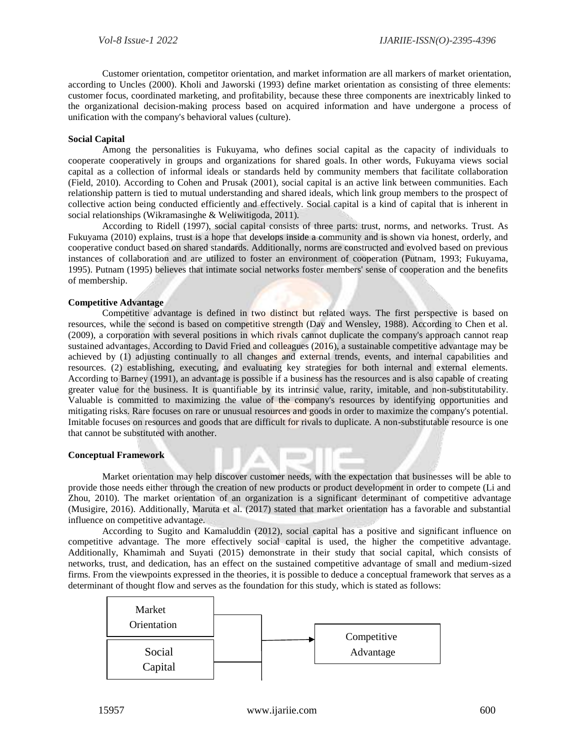Customer orientation, competitor orientation, and market information are all markers of market orientation, according to Uncles (2000). Kholi and Jaworski (1993) define market orientation as consisting of three elements: customer focus, coordinated marketing, and profitability, because these three components are inextricably linked to the organizational decision-making process based on acquired information and have undergone a process of unification with the company's behavioral values (culture).

**Social Capital**

Among the personalities is Fukuyama, who defines social capital as the capacity of individuals to cooperate cooperatively in groups and organizations for shared goals. In other words, Fukuyama views social capital as a collection of informal ideals or standards held by community members that facilitate collaboration (Field, 2010). According to Cohen and Prusak (2001), social capital is an active link between communities. Each relationship pattern is tied to mutual understanding and shared ideals, which link group members to the prospect of collective action being conducted efficiently and effectively. Social capital is a kind of capital that is inherent in social relationships (Wikramasinghe & Weliwitigoda, 2011).

According to Ridell (1997), social capital consists of three parts: trust, norms, and networks. Trust. As Fukuyama (2010) explains, trust is a hope that develops inside a community and is shown via honest, orderly, and cooperative conduct based on shared standards. Additionally, norms are constructed and evolved based on previous instances of collaboration and are utilized to foster an environment of cooperation (Putnam, 1993; Fukuyama, 1995). Putnam (1995) believes that intimate social networks foster members' sense of cooperation and the benefits of membership.

**Competitive Advantage**

Competitive advantage is defined in two distinct but related ways. The first perspective is based on resources, while the second is based on competitive strength (Day and Wensley, 1988). According to Chen et al. (2009), a corporation with several positions in which rivals cannot duplicate the company's approach cannot reap sustained advantages. According to David Fried and colleagues (2016), a sustainable competitive advantage may be achieved by (1) adjusting continually to all changes and external trends, events, and internal capabilities and resources. (2) establishing, executing, and evaluating key strategies for both internal and external elements. According to Barney (1991), an advantage is possible if a business has the resources and is also capable of creating greater value for the business. It is quantifiable by its intrinsic value, rarity, imitable, and non-substitutability. Valuable is committed to maximizing the value of the company's resources by identifying opportunities and mitigating risks. Rare focuses on rare or unusual resources and goods in order to maximize the company's potential. Imitable focuses on resources and goods that are difficult for rivals to duplicate. A non-substitutable resource is one that cannot be substituted with another.

**Conceptual Framework**

Market orientation may help discover customer needs, with the expectation that businesses will be able to provide those needs either through the creation of new products or product development in order to compete (Li and Zhou, 2010). The market orientation of an organization is a significant determinant of competitive advantage (Musigire, 2016). Additionally, Maruta et al. (2017) stated that market orientation has a favorable and substantial influence on competitive advantage.

According to Sugito and Kamaluddin (2012), social capital has a positive and significant influence on competitive advantage. The more effectively social capital is used, the higher the competitive advantage. Additionally, Khamimah and Suyati (2015) demonstrate in their study that social capital, which consists of networks, trust, and dedication, has an effect on the sustained competitive advantage of small and medium-sized firms. From the viewpoints expressed in the theories, it is possible to deduce a conceptual framework that serves as a determinant of thought flow and serves as the foundation for this study, which is stated as follows:

Market Orientation

Social Capital

Competitive Advantage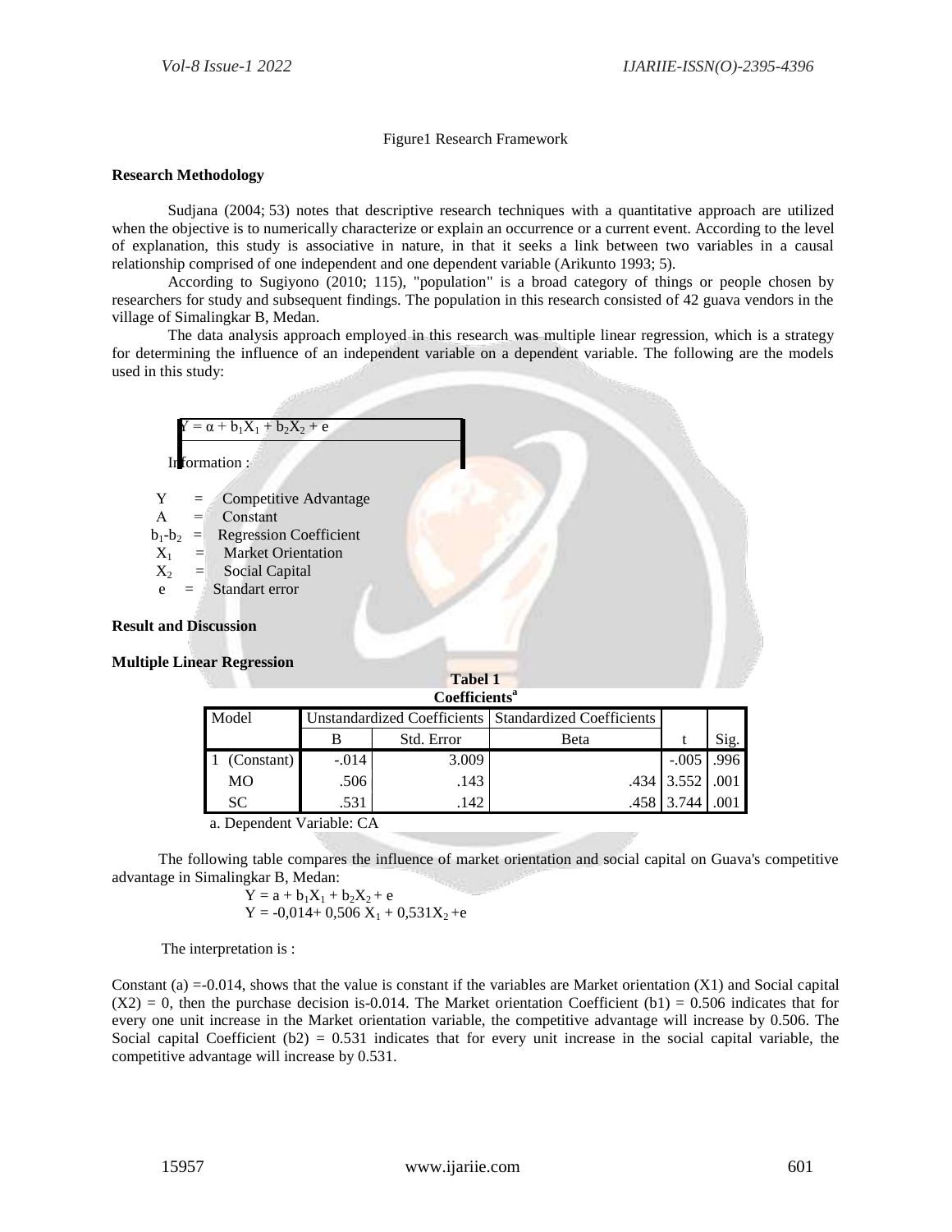Figure1 Research Framework

**Research Methodology**

Sudjana (2004; 53) notes that descriptive research techniques with a quantitative approach are utilized when the objective is to numerically characterize or explain an occurrence or a current event. According to the level of explanation, this study is associative in nature, in that it seeks a link between two variables in a causal relationship comprised of one independent and one dependent variable (Arikunto 1993; 5).

According to Sugiyono (2010; 115), "population" is a broad category of things or people chosen by researchers for study and subsequent findings. The population in this research consisted of 42 guava vendors in the village of Simalingkar B, Medan.

The data analysis approach employed in this research was multiple linear regression, which is a strategy for determining the influence of an independent variable on a dependent variable. The following are the models used in this study:

$$Y = \alpha + b_1X_1 + b_2X_2 + e$$

Information :

- Y = Competitive Advantage
- Α = Constant
- $b_1$-$b_2$ = Regression Coefficient
- $X_1$ = Market Orientation
- $X_2$ = Social Capital
- e = Standart error

**Result and Discussion**

**Multiple Linear Regression**

**Tabel 1**
**Coefficients[a]**

| Model | Unstandardized Coefficients | | Standardized Coefficients | t | Sig. |
|---|---|---|---|---|---|
| | B | Std. Error | Beta | | |
| 1 (Constant) | -.014 | 3.009 | | -.005 | .996 |
| MO | .506 | .143 | .434 | 3.552 | .001 |
| SC | .531 | .142 | .458 | 3.744 | .001 |

a. Dependent Variable: CA

The following table compares the influence of market orientation and social capital on Guava's competitive advantage in Simalingkar B, Medan:

$$Y = a + b_1X_1 + b_2X_2 + e$$
$$Y = -0{,}014 + 0{,}506\ X_1 + 0{,}531X_2 + e$$

The interpretation is :

Constant (a) =-0.014, shows that the value is constant if the variables are Market orientation (X1) and Social capital (X2) = 0, then the purchase decision is-0.014. The Market orientation Coefficient (b1) = 0.506 indicates that for every one unit increase in the Market orientation variable, the competitive advantage will increase by 0.506. The Social capital Coefficient (b2) = 0.531 indicates that for every unit increase in the social capital variable, the competitive advantage will increase by 0.531.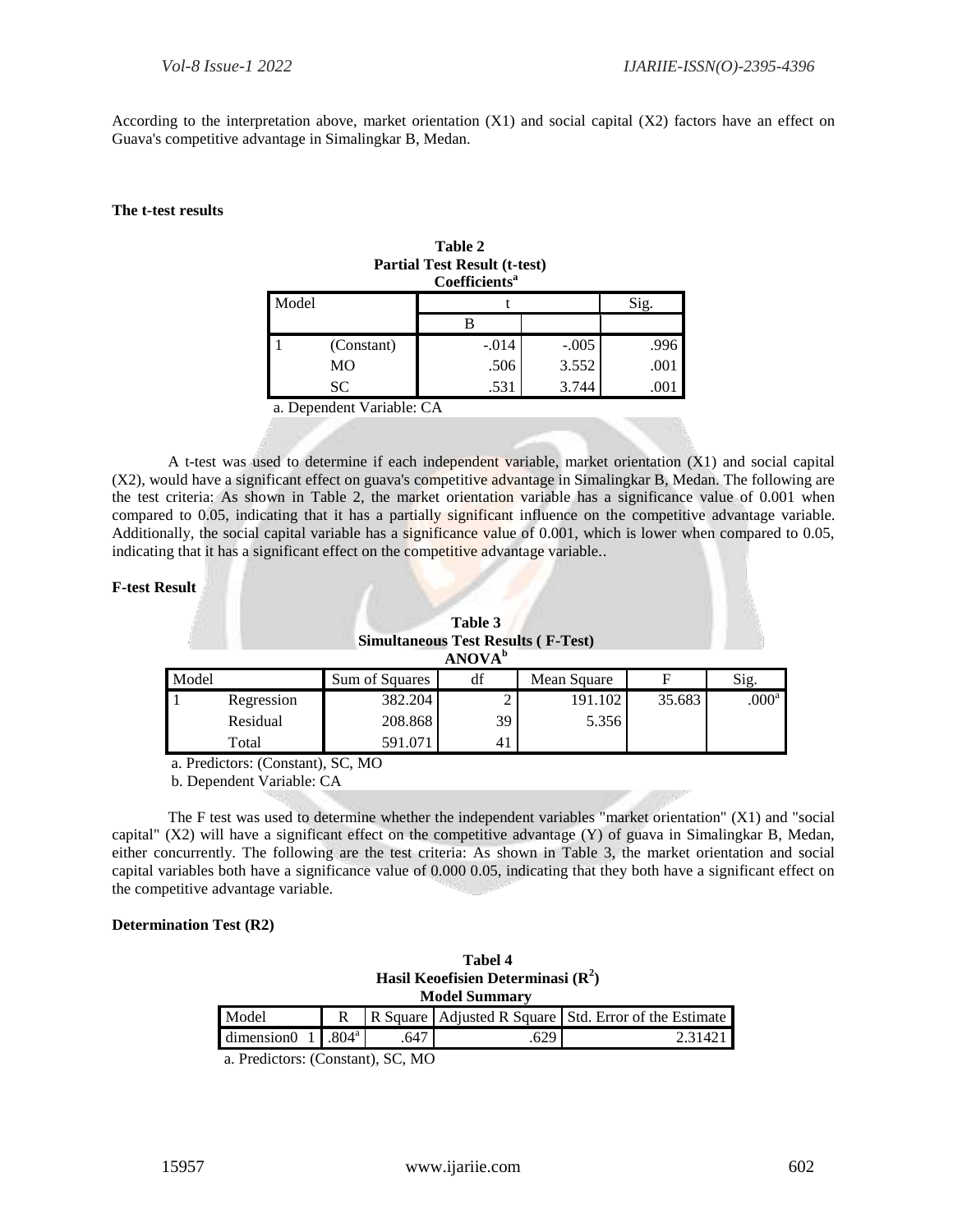According to the interpretation above, market orientation (X1) and social capital (X2) factors have an effect on Guava's competitive advantage in Simalingkar B, Medan.

**The t-test results**

**Table 2**
**Partial Test Result (t-test)**
**Coefficients[a]**

| Model | | t | | Sig. |
|---|---|---|---|---|
| | | B | | |
| 1 | (Constant) | -.014 | -.005 | .996 |
| | MO | .506 | 3.552 | .001 |
| | SC | .531 | 3.744 | .001 |

a. Dependent Variable: CA

A t-test was used to determine if each independent variable, market orientation (X1) and social capital (X2), would have a significant effect on guava's competitive advantage in Simalingkar B, Medan. The following are the test criteria: As shown in Table 2, the market orientation variable has a significance value of 0.001 when compared to 0.05, indicating that it has a partially significant influence on the competitive advantage variable. Additionally, the social capital variable has a significance value of 0.001, which is lower when compared to 0.05, indicating that it has a significant effect on the competitive advantage variable..

**F-test Result**

**Table 3**
**Simultaneous Test Results ( F-Test)**
**ANOVA[b]**

| Model | | Sum of Squares | df | Mean Square | F | Sig. |
|---|---|---|---|---|---|---|
| 1 | Regression | 382.204 | 2 | 191.102 | 35.683 | .000[a] |
| | Residual | 208.868 | 39 | 5.356 | | |
| | Total | 591.071 | 41 | | | |

a. Predictors: (Constant), SC, MO

b. Dependent Variable: CA

The F test was used to determine whether the independent variables "market orientation" (X1) and "social capital" (X2) will have a significant effect on the competitive advantage (Y) of guava in Simalingkar B, Medan, either concurrently. The following are the test criteria: As shown in Table 3, the market orientation and social capital variables both have a significance value of 0.000 0.05, indicating that they both have a significant effect on the competitive advantage variable.

**Determination Test (R2)**

**Tabel 4**
**Hasil Keoefisien Determinasi ($R^2$)**
**Model Summary**

| Model | | R | R Square | Adjusted R Square | Std. Error of the Estimate |
|---|---|---|---|---|---|
| dimension0 | 1 | .804[a] | .647 | .629 | 2.31421 |

a. Predictors: (Constant), SC, MO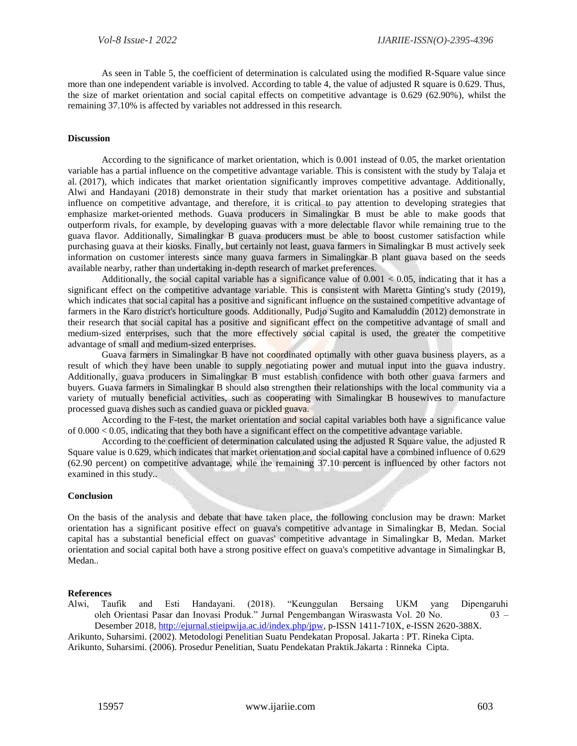As seen in Table 5, the coefficient of determination is calculated using the modified R-Square value since more than one independent variable is involved. According to table 4, the value of adjusted R square is 0.629. Thus, the size of market orientation and social capital effects on competitive advantage is 0.629 (62.90%), whilst the remaining 37.10% is affected by variables not addressed in this research.

**Discussion**

According to the significance of market orientation, which is 0.001 instead of 0.05, the market orientation variable has a partial influence on the competitive advantage variable. This is consistent with the study by Talaja et al. (2017), which indicates that market orientation significantly improves competitive advantage. Additionally, Alwi and Handayani (2018) demonstrate in their study that market orientation has a positive and substantial influence on competitive advantage, and therefore, it is critical to pay attention to developing strategies that emphasize market-oriented methods. Guava producers in Simalingkar B must be able to make goods that outperform rivals, for example, by developing guavas with a more delectable flavor while remaining true to the guava flavor. Additionally, Simalingkar B guava producers must be able to boost customer satisfaction while purchasing guava at their kiosks. Finally, but certainly not least, guava farmers in Simalingkar B must actively seek information on customer interests since many guava farmers in Simalingkar B plant guava based on the seeds available nearby, rather than undertaking in-depth research of market preferences.

Additionally, the social capital variable has a significance value of $0.001 < 0.05$, indicating that it has a significant effect on the competitive advantage variable. This is consistent with Maretta Ginting's study (2019), which indicates that social capital has a positive and significant influence on the sustained competitive advantage of farmers in the Karo district's horticulture goods. Additionally, Pudjo Sugito and Kamaluddin (2012) demonstrate in their research that social capital has a positive and significant effect on the competitive advantage of small and medium-sized enterprises, such that the more effectively social capital is used, the greater the competitive advantage of small and medium-sized enterprises.

Guava farmers in Simalingkar B have not coordinated optimally with other guava business players, as a result of which they have been unable to supply negotiating power and mutual input into the guava industry. Additionally, guava producers in Simalingkar B must establish confidence with both other guava farmers and buyers. Guava farmers in Simalingkar B should also strengthen their relationships with the local community via a variety of mutually beneficial activities, such as cooperating with Simalingkar B housewives to manufacture processed guava dishes such as candied guava or pickled guava.

According to the F-test, the market orientation and social capital variables both have a significance value of $0.000 < 0.05$, indicating that they both have a significant effect on the competitive advantage variable.

According to the coefficient of determination calculated using the adjusted R Square value, the adjusted R Square value is 0.629, which indicates that market orientation and social capital have a combined influence of 0.629 (62.90 percent) on competitive advantage, while the remaining 37.10 percent is influenced by other factors not examined in this study..

**Conclusion**

On the basis of the analysis and debate that have taken place, the following conclusion may be drawn: Market orientation has a significant positive effect on guava's competitive advantage in Simalingkar B, Medan. Social capital has a substantial beneficial effect on guavas' competitive advantage in Simalingkar B, Medan. Market orientation and social capital both have a strong positive effect on guava's competitive advantage in Simalingkar B, Medan..

**References**

Alwi, Taufik and Esti Handayani. (2018). "Keunggulan Bersaing UKM yang Dipengaruhi oleh Orientasi Pasar dan Inovasi Produk." Jurnal Pengembangan Wiraswasta Vol. 20 No. 03 – Desember 2018, http://ejurnal.stieipwija.ac.id/index.php/jpw, p-ISSN 1411-710X, e-ISSN 2620-388X.

Arikunto, Suharsimi. (2002). Metodologi Penelitian Suatu Pendekatan Proposal. Jakarta : PT. Rineka Cipta.

Arikunto, Suharsimi. (2006). Prosedur Penelitian, Suatu Pendekatan Praktik.Jakarta : Rinneka Cipta.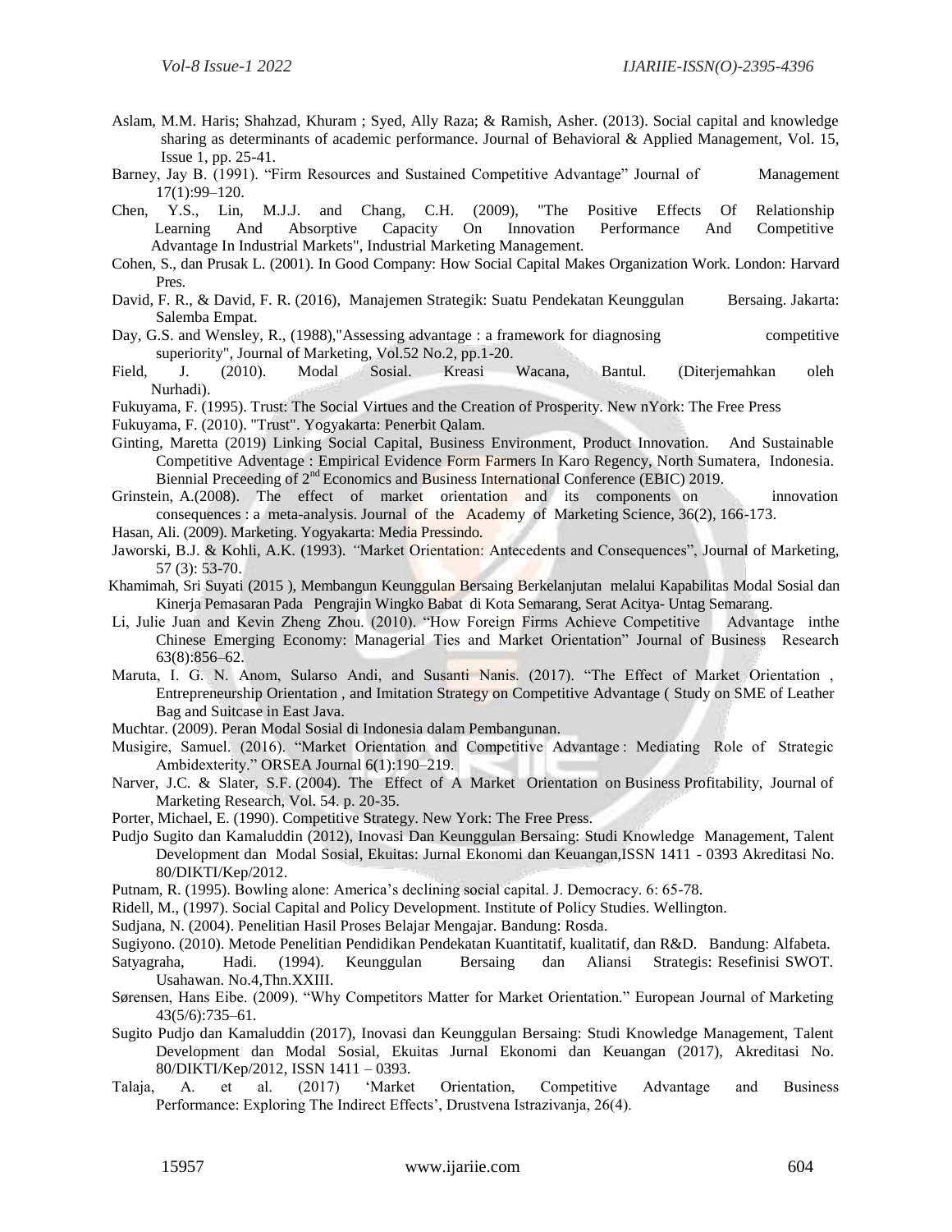Aslam, M.M. Haris; Shahzad, Khuram ; Syed, Ally Raza; & Ramish, Asher. (2013). Social capital and knowledge sharing as determinants of academic performance. Journal of Behavioral & Applied Management, Vol. 15, Issue 1, pp. 25-41.

Barney, Jay B. (1991). "Firm Resources and Sustained Competitive Advantage" Journal of Management 17(1):99–120.

Chen, Y.S., Lin, M.J.J. and Chang, C.H. (2009), "The Positive Effects Of Relationship Learning And Absorptive Capacity On Innovation Performance And Competitive Advantage In Industrial Markets", Industrial Marketing Management.

Cohen, S., dan Prusak L. (2001). In Good Company: How Social Capital Makes Organization Work. London: Harvard Pres.

David, F. R., & David, F. R. (2016), Manajemen Strategik: Suatu Pendekatan Keunggulan Bersaing. Jakarta: Salemba Empat.

Day, G.S. and Wensley, R., (1988),"Assessing advantage : a framework for diagnosing competitive superiority", Journal of Marketing, Vol.52 No.2, pp.1-20.

Field, J. (2010). Modal Sosial. Kreasi Wacana, Bantul. (Diterjemahkan oleh Nurhadi).

Fukuyama, F. (1995). Trust: The Social Virtues and the Creation of Prosperity. New nYork: The Free Press

Fukuyama, F. (2010). "Trust". Yogyakarta: Penerbit Qalam.

Ginting, Maretta (2019) Linking Social Capital, Business Environment, Product Innovation. And Sustainable Competitive Adventage : Empirical Evidence Form Farmers In Karo Regency, North Sumatera, Indonesia. Biennial Preceeding of 2nd Economics and Business International Conference (EBIC) 2019.

Grinstein, A.(2008). The effect of market orientation and its components on innovation consequences : a meta-analysis. Journal of the Academy of Marketing Science, 36(2), 166-173.

Hasan, Ali. (2009). Marketing. Yogyakarta: Media Pressindo.

Jaworski, B.J. & Kohli, A.K. (1993). "Market Orientation: Antecedents and Consequences", Journal of Marketing, 57 (3): 53-70.

Khamimah, Sri Suyati (2015 ), Membangun Keunggulan Bersaing Berkelanjutan melalui Kapabilitas Modal Sosial dan Kinerja Pemasaran Pada Pengrajin Wingko Babat di Kota Semarang, Serat Acitya- Untag Semarang.

Li, Julie Juan and Kevin Zheng Zhou. (2010). "How Foreign Firms Achieve Competitive Advantage inthe Chinese Emerging Economy: Managerial Ties and Market Orientation" Journal of Business Research 63(8):856–62.

Maruta, I. G. N. Anom, Sularso Andi, and Susanti Nanis. (2017). "The Effect of Market Orientation , Entrepreneurship Orientation , and Imitation Strategy on Competitive Advantage ( Study on SME of Leather Bag and Suitcase in East Java.

Muchtar. (2009). Peran Modal Sosial di Indonesia dalam Pembangunan.

Musigire, Samuel. (2016). "Market Orientation and Competitive Advantage : Mediating Role of Strategic Ambidexterity." ORSEA Journal 6(1):190–219.

Narver, J.C. & Slater, S.F. (2004). The Effect of A Market Orientation on Business Profitability, Journal of Marketing Research, Vol. 54. p. 20-35.

Porter, Michael, E. (1990). Competitive Strategy. New York: The Free Press.

Pudjo Sugito dan Kamaluddin (2012), Inovasi Dan Keunggulan Bersaing: Studi Knowledge Management, Talent Development dan Modal Sosial, Ekuitas: Jurnal Ekonomi dan Keuangan,ISSN 1411 - 0393 Akreditasi No. 80/DIKTI/Kep/2012.

Putnam, R. (1995). Bowling alone: America's declining social capital. J. Democracy. 6: 65-78.

Ridell, M., (1997). Social Capital and Policy Development. Institute of Policy Studies. Wellington.

Sudjana, N. (2004). Penelitian Hasil Proses Belajar Mengajar. Bandung: Rosda.

Sugiyono. (2010). Metode Penelitian Pendidikan Pendekatan Kuantitatif, kualitatif, dan R&D. Bandung: Alfabeta.

Satyagraha, Hadi. (1994). Keunggulan Bersaing dan Aliansi Strategis: Resefinisi SWOT. Usahawan. No.4,Thn.XXIII.

Sørensen, Hans Eibe. (2009). "Why Competitors Matter for Market Orientation." European Journal of Marketing 43(5/6):735–61.

Sugito Pudjo dan Kamaluddin (2017), Inovasi dan Keunggulan Bersaing: Studi Knowledge Management, Talent Development dan Modal Sosial, Ekuitas Jurnal Ekonomi dan Keuangan (2017), Akreditasi No. 80/DIKTI/Kep/2012, ISSN 1411 – 0393.

Talaja, A. et al. (2017) 'Market Orientation, Competitive Advantage and Business Performance: Exploring The Indirect Effects', Drustvena Istrazivanja, 26(4).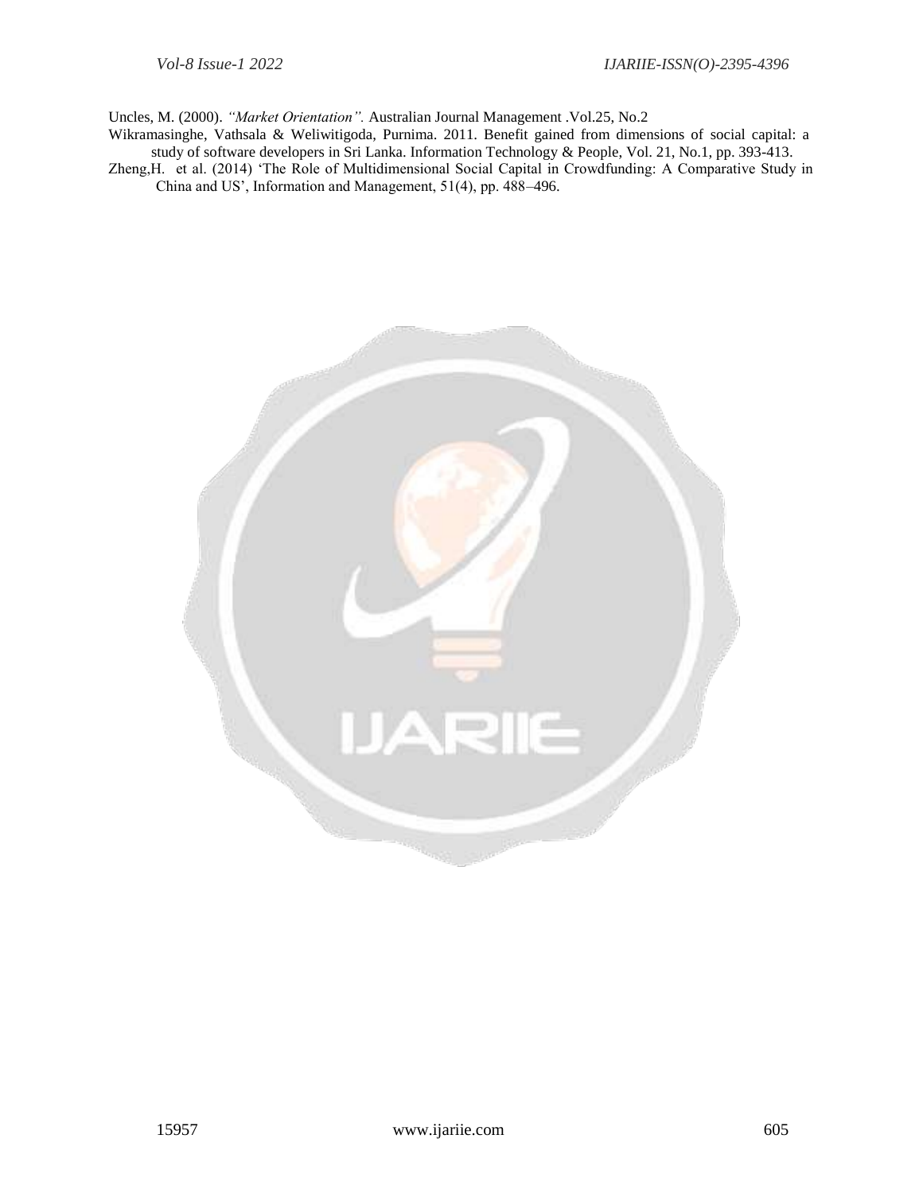Uncles, M. (2000). *"Market Orientation".* Australian Journal Management .Vol.25, No.2

Wikramasinghe, Vathsala & Weliwitigoda, Purnima. 2011. Benefit gained from dimensions of social capital: a study of software developers in Sri Lanka. Information Technology & People, Vol. 21, No.1, pp. 393-413.

Zheng,H. et al. (2014) 'The Role of Multidimensional Social Capital in Crowdfunding: A Comparative Study in China and US', Information and Management, 51(4), pp. 488–496.